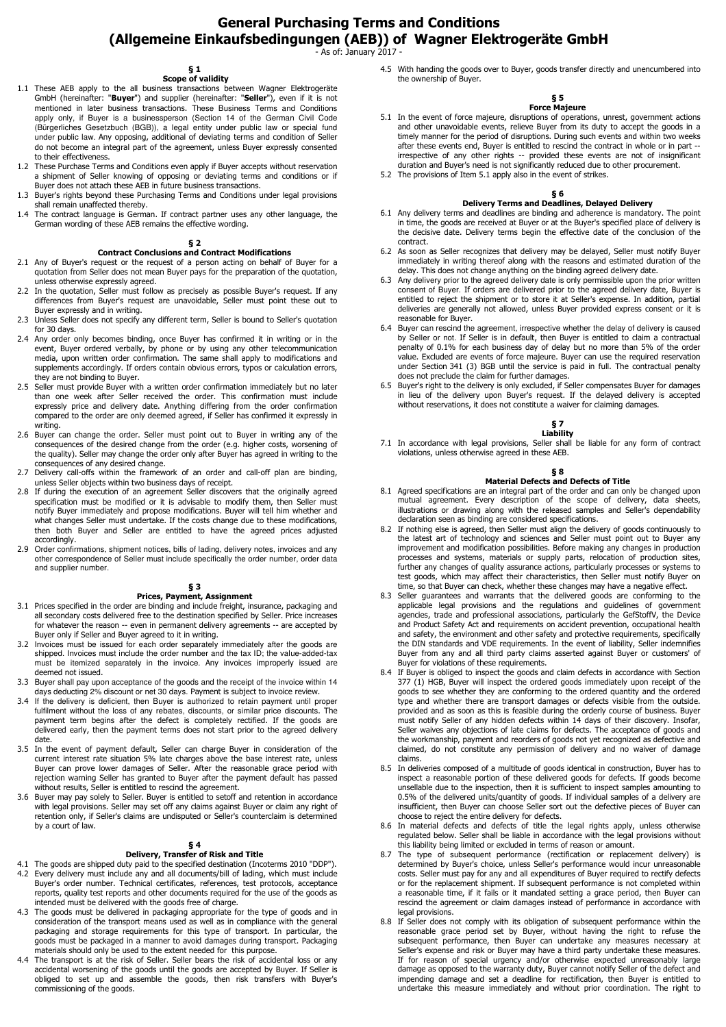# General Purchasing Terms and Conditions (Allgemeine Einkaufsbedingungen (AEB)) of Wagner Elektrogeräte GmbH

- As of: January 2017 -

## § 1
## Scope of validity

1.1 These AEB apply to the all business transactions between Wagner Elektrogeräte GmbH (hereinafter: "**Buyer**") and supplier (hereinafter: "**Seller**"), even if it is not mentioned in later business transactions. These Business Terms and Conditions apply only, if Buyer is a businessperson (Section 14 of the German Civil Code (Bürgerliches Gesetzbuch (BGB)), a legal entity under public law or special fund under public law. Any opposing, additional of deviating terms and condition of Seller do not become an integral part of the agreement, unless Buyer expressly consented to their effectiveness.

1.2 These Purchase Terms and Conditions even apply if Buyer accepts without reservation a shipment of Seller knowing of opposing or deviating terms and conditions or if Buyer does not attach these AEB in future business transactions.

1.3 Buyer's rights beyond these Purchasing Terms and Conditions under legal provisions shall remain unaffected thereby.

1.4 The contract language is German. If contract partner uses any other language, the German wording of these AEB remains the effective wording.

## § 2
## Contract Conclusions and Contract Modifications

2.1 Any of Buyer's request or the request of a person acting on behalf of Buyer for a quotation from Seller does not mean Buyer pays for the preparation of the quotation, unless otherwise expressly agreed.

2.2 In the quotation, Seller must follow as precisely as possible Buyer's request. If any differences from Buyer's request are unavoidable, Seller must point these out to Buyer expressly and in writing.

2.3 Unless Seller does not specify any different term, Seller is bound to Seller's quotation for 30 days.

2.4 Any order only becomes binding, once Buyer has confirmed it in writing or in the event, Buyer ordered verbally, by phone or by using any other telecommunication media, upon written order confirmation. The same shall apply to modifications and supplements accordingly. If orders contain obvious errors, typos or calculation errors, they are not binding to Buyer.

2.5 Seller must provide Buyer with a written order confirmation immediately but no later than one week after Seller received the order. This confirmation must include expressly price and delivery date. Anything differing from the order confirmation compared to the order are only deemed agreed, if Seller has confirmed it expressly in writing.

2.6 Buyer can change the order. Seller must point out to Buyer in writing any of the consequences of the desired change from the order (e.g. higher costs, worsening of the quality). Seller may change the order only after Buyer has agreed in writing to the consequences of any desired change.

2.7 Delivery call-offs within the framework of an order and call-off plan are binding, unless Seller objects within two business days of receipt.

2.8 If during the execution of an agreement Seller discovers that the originally agreed specification must be modified or it is advisable to modify them, then Seller must notify Buyer immediately and propose modifications. Buyer will tell him whether and what changes Seller must undertake. If the costs change due to these modifications, then both Buyer and Seller are entitled to have the agreed prices adjusted accordingly.

2.9 Order confirmations, shipment notices, bills of lading, delivery notes, invoices and any other correspondence of Seller must include specifically the order number, order data and supplier number.

## § 3
## Prices, Payment, Assignment

3.1 Prices specified in the order are binding and include freight, insurance, packaging and all secondary costs delivered free to the destination specified by Seller. Price increases for whatever the reason -- even in permanent delivery agreements -- are accepted by Buyer only if Seller and Buyer agreed to it in writing.

3.2 Invoices must be issued for each order separately immediately after the goods are shipped. Invoices must include the order number and the tax ID; the value-added-tax must be itemized separately in the invoice. Any invoices improperly issued are deemed not issued.

3.3 Buyer shall pay upon acceptance of the goods and the receipt of the invoice within 14 days deducting 2% discount or net 30 days. Payment is subject to invoice review.

3.4 If the delivery is deficient, then Buyer is authorized to retain payment until proper fulfilment without the loss of any rebates, discounts, or similar price discounts. The payment term begins after the defect is completely rectified. If the goods are delivered early, then the payment terms does not start prior to the agreed delivery date.

3.5 In the event of payment default, Seller can charge Buyer in consideration of the current interest rate situation 5% late charges above the base interest rate, unless Buyer can prove lower damages of Seller. After the reasonable grace period with rejection warning Seller has granted to Buyer after the payment default has passed without results, Seller is entitled to rescind the agreement.

3.6 Buyer may pay solely to Seller. Buyer is entitled to setoff and retention in accordance with legal provisions. Seller may set off any claims against Buyer or claim any right of retention only, if Seller's claims are undisputed or Seller's counterclaim is determined by a court of law.

## § 4
## Delivery, Transfer of Risk and Title

4.1 The goods are shipped duty paid to the specified destination (Incoterms 2010 "DDP").

4.2 Every delivery must include any and all documents/bill of lading, which must include Buyer's order number. Technical certificates, references, test protocols, acceptance reports, quality test reports and other documents required for the use of the goods as intended must be delivered with the goods free of charge.

4.3 The goods must be delivered in packaging appropriate for the type of goods and in consideration of the transport means used as well as in compliance with the general packaging and storage requirements for this type of transport. In particular, the goods must be packaged in a manner to avoid damages during transport. Packaging materials should only be used to the extent needed for this purpose.

4.4 The transport is at the risk of Seller. Seller bears the risk of accidental loss or any accidental worsening of the goods until the goods are accepted by Buyer. If Seller is obliged to set up and assemble the goods, then risk transfers with Buyer's commissioning of the goods.

4.5 With handing the goods over to Buyer, goods transfer directly and unencumbered into the ownership of Buyer.

## § 5
## Force Majeure

5.1 In the event of force majeure, disruptions of operations, unrest, government actions and other unavoidable events, relieve Buyer from its duty to accept the goods in a timely manner for the period of disruptions. During such events and within two weeks after these events end, Buyer is entitled to rescind the contract in whole or in part -- irrespective of any other rights -- provided these events are not of insignificant duration and Buyer's need is not significantly reduced due to other procurement.

5.2 The provisions of Item 5.1 apply also in the event of strikes.

## § 6
## Delivery Terms and Deadlines, Delayed Delivery

6.1 Any delivery terms and deadlines are binding and adherence is mandatory. The point in time, the goods are received at Buyer or at the Buyer's specified place of delivery is the decisive date. Delivery terms begin the effective date of the conclusion of the contract.

6.2 As soon as Seller recognizes that delivery may be delayed, Seller must notify Buyer immediately in writing thereof along with the reasons and estimated duration of the delay. This does not change anything on the binding agreed delivery date.

6.3 Any delivery prior to the agreed delivery date is only permissible upon the prior written consent of Buyer. If orders are delivered prior to the agreed delivery date, Buyer is entitled to reject the shipment or to store it at Seller's expense. In addition, partial deliveries are generally not allowed, unless Buyer provided express consent or it is reasonable for Buyer.

6.4 Buyer can rescind the agreement, irrespective whether the delay of delivery is caused by Seller or not. If Seller is in default, then Buyer is entitled to claim a contractual penalty of 0.1% for each business day of delay but no more than 5% of the order value. Excluded are events of force majeure. Buyer can use the required reservation under Section 341 (3) BGB until the service is paid in full. The contractual penalty does not preclude the claim for further damages.

6.5 Buyer's right to the delivery is only excluded, if Seller compensates Buyer for damages in lieu of the delivery upon Buyer's request. If the delayed delivery is accepted without reservations, it does not constitute a waiver for claiming damages.

## § 7
## Liability

7.1 In accordance with legal provisions, Seller shall be liable for any form of contract violations, unless otherwise agreed in these AEB.

## § 8
## Material Defects and Defects of Title

8.1 Agreed specifications are an integral part of the order and can only be changed upon mutual agreement. Every description of the scope of delivery, data sheets, illustrations or drawing along with the released samples and Seller's dependability declaration seen as binding are considered specifications.

8.2 If nothing else is agreed, then Seller must align the delivery of goods continuously to the latest art of technology and sciences and Seller must point out to Buyer any improvement and modification possibilities. Before making any changes in production processes and systems, materials or supply parts, relocation of production sites, further any changes of quality assurance actions, particularly processes or systems to test goods, which may affect their characteristics, then Seller must notify Buyer on time, so that Buyer can check, whether these changes may have a negative effect.

8.3 Seller guarantees and warrants that the delivered goods are conforming to the applicable legal provisions and the regulations and guidelines of government agencies, trade and professional associations, particularly the GefStoffV, the Device and Product Safety Act and requirements on accident prevention, occupational health and safety, the environment and other safety and protective requirements, specifically the DIN standards and VDE requirements. In the event of liability, Seller indemnifies Buyer from any and all third party claims asserted against Buyer or customers' of Buyer for violations of these requirements.

8.4 If Buyer is obliged to inspect the goods and claim defects in accordance with Section 377 (1) HGB, Buyer will inspect the ordered goods immediately upon receipt of the goods to see whether they are conforming to the ordered quantity and the ordered type and whether there are transport damages or defects visible from the outside. provided and as soon as this is feasible during the orderly course of business. Buyer must notify Seller of any hidden defects within 14 days of their discovery. Insofar, Seller waives any objections of late claims for defects. The acceptance of goods and the workmanship, payment and reorders of goods not yet recognized as defective and claimed, do not constitute any permission of delivery and no waiver of damage claims.

8.5 In deliveries composed of a multitude of goods identical in construction, Buyer has to inspect a reasonable portion of these delivered goods for defects. If goods become unsellable due to the inspection, then it is sufficient to inspect samples amounting to 0.5% of the delivered units/quantity of goods. If individual samples of a delivery are insufficient, then Buyer can choose Seller sort out the defective pieces of Buyer can choose to reject the entire delivery for defects.

8.6 In material defects and defects of title the legal rights apply, unless otherwise regulated below. Seller shall be liable in accordance with the legal provisions without this liability being limited or excluded in terms of reason or amount.

8.7 The type of subsequent performance (rectification or replacement delivery) is determined by Buyer's choice, unless Seller's performance would incur unreasonable costs. Seller must pay for any and all expenditures of Buyer required to rectify defects or for the replacement shipment. If subsequent performance is not completed within a reasonable time, if it fails or it mandated setting a grace period, then Buyer can rescind the agreement or claim damages instead of performance in accordance with legal provisions.

8.8 If Seller does not comply with its obligation of subsequent performance within the reasonable grace period set by Buyer, without having the right to refuse the subsequent performance, then Buyer can undertake any measures necessary at Seller's expense and risk or Buyer may have a third party undertake these measures. If for reason of special urgency and/or otherwise expected unreasonably large damage as opposed to the warranty duty, Buyer cannot notify Seller of the defect and impending damage and set a deadline for rectification, then Buyer is entitled to undertake this measure immediately and without prior coordination. The right to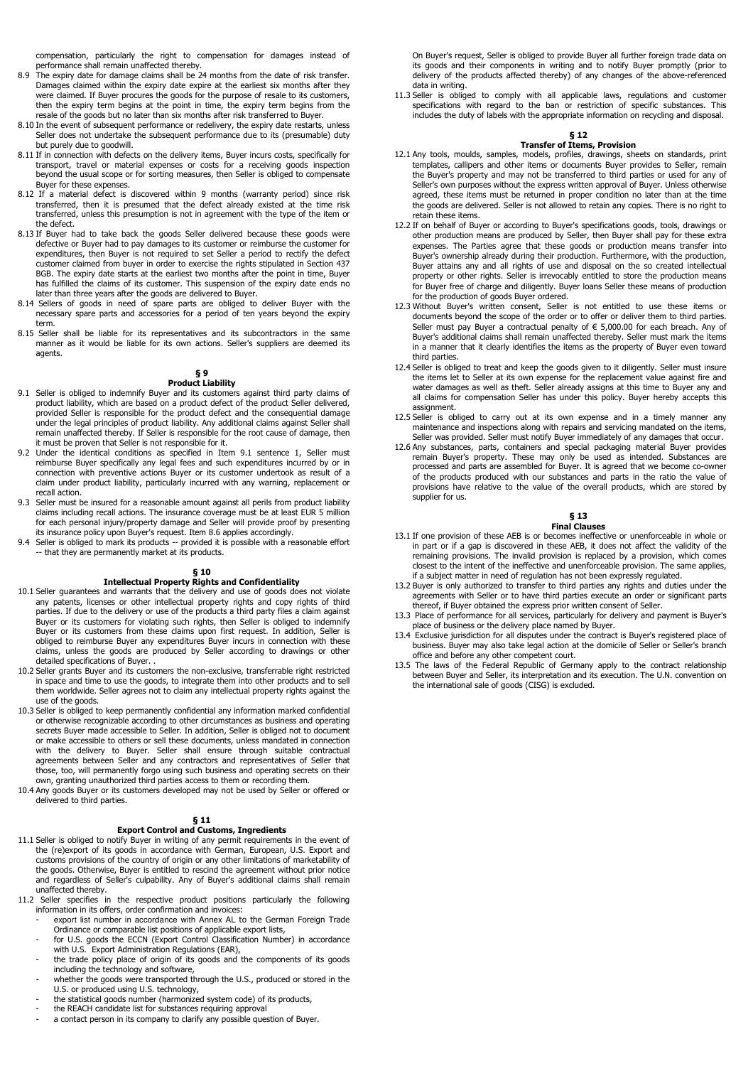compensation, particularly the right to compensation for damages instead of performance shall remain unaffected thereby.

8.9 The expiry date for damage claims shall be 24 months from the date of risk transfer. Damages claimed within the expiry date expire at the earliest six months after they were claimed. If Buyer procures the goods for the purpose of resale to its customers, then the expiry term begins at the point in time, the expiry term begins from the resale of the goods but no later than six months after risk transferred to Buyer.

8.10 In the event of subsequent performance or redelivery, the expiry date restarts, unless Seller does not undertake the subsequent performance due to its (presumable) duty but purely due to goodwill.

8.11 If in connection with defects on the delivery items, Buyer incurs costs, specifically for transport, travel or material expenses or costs for a receiving goods inspection beyond the usual scope or for sorting measures, then Seller is obliged to compensate Buyer for these expenses.

8.12 If a material defect is discovered within 9 months (warranty period) since risk transferred, then it is presumed that the defect already existed at the time risk transferred, unless this presumption is not in agreement with the type of the item or the defect.

8.13 If Buyer had to take back the goods Seller delivered because these goods were defective or Buyer had to pay damages to its customer or reimburse the customer for expenditures, then Buyer is not required to set Seller a period to rectify the defect customer claimed from buyer in order to exercise the rights stipulated in Section 437 BGB. The expiry date starts at the earliest two months after the point in time, Buyer has fulfilled the claims of its customer. This suspension of the expiry date ends no later than three years after the goods are delivered to Buyer.

8.14 Sellers of goods in need of spare parts are obliged to deliver Buyer with the necessary spare parts and accessories for a period of ten years beyond the expiry term.

8.15 Seller shall be liable for its representatives and its subcontractors in the same manner as it would be liable for its own actions. Seller's suppliers are deemed its agents.

## § 9
## Product Liability

9.1 Seller is obliged to indemnify Buyer and its customers against third party claims of product liability, which are based on a product defect of the product Seller delivered, provided Seller is responsible for the product defect and the consequential damage under the legal principles of product liability. Any additional claims against Seller shall remain unaffected thereby. If Seller is responsible for the root cause of damage, then it must be proven that Seller is not responsible for it.

9.2 Under the identical conditions as specified in Item 9.1 sentence 1, Seller must reimburse Buyer specifically any legal fees and such expenditures incurred by or in connection with preventive actions Buyer or its customer undertook as result of a claim under product liability, particularly incurred with any warning, replacement or recall action.

9.3 Seller must be insured for a reasonable amount against all perils from product liability claims including recall actions. The insurance coverage must be at least EUR 5 million for each personal injury/property damage and Seller will provide proof by presenting its insurance policy upon Buyer's request. Item 8.6 applies accordingly.

9.4 Seller is obliged to mark its products -- provided it is possible with a reasonable effort -- that they are permanently market at its products.

## § 10
## Intellectual Property Rights and Confidentiality

10.1 Seller guarantees and warrants that the delivery and use of goods does not violate any patents, licenses or other intellectual property rights and copy rights of third parties. If due to the delivery or use of the products a third party files a claim against Buyer or its customers for violating such rights, then Seller is obliged to indemnify Buyer or its customers from these claims upon first request. In addition, Seller is obliged to reimburse Buyer any expenditures Buyer incurs in connection with these claims, unless the goods are produced by Seller according to drawings or other detailed specifications of Buyer. .

10.2 Seller grants Buyer and its customers the non-exclusive, transferrable right restricted in space and time to use the goods, to integrate them into other products and to sell them worldwide. Seller agrees not to claim any intellectual property rights against the use of the goods.

10.3 Seller is obliged to keep permanently confidential any information marked confidential or otherwise recognizable according to other circumstances as business and operating secrets Buyer made accessible to Seller. In addition, Seller is obliged not to document or make accessible to others or sell these documents, unless mandated in connection with the delivery to Buyer. Seller shall ensure through suitable contractual agreements between Seller and any contractors and representatives of Seller that those, too, will permanently forgo using such business and operating secrets on their own, granting unauthorized third parties access to them or recording them.

10.4 Any goods Buyer or its customers developed may not be used by Seller or offered or delivered to third parties.

## § 11
## Export Control and Customs, Ingredients

11.1 Seller is obliged to notify Buyer in writing of any permit requirements in the event of the (re)export of its goods in accordance with German, European, U.S. Export and customs provisions of the country of origin or any other limitations of marketability of the goods. Otherwise, Buyer is entitled to rescind the agreement without prior notice and regardless of Seller's culpability. Any of Buyer's additional claims shall remain unaffected thereby.

11.2 Seller specifies in the respective product positions particularly the following information in its offers, order confirmation and invoices:

- export list number in accordance with Annex AL to the German Foreign Trade Ordinance or comparable list positions of applicable export lists,
- for U.S. goods the ECCN (Export Control Classification Number) in accordance with U.S. Export Administration Regulations (EAR),
- the trade policy place of origin of its goods and the components of its goods including the technology and software,
- whether the goods were transported through the U.S., produced or stored in the U.S. or produced using U.S. technology,
- the statistical goods number (harmonized system code) of its products,
- the REACH candidate list for substances requiring approval
- a contact person in its company to clarify any possible question of Buyer.

On Buyer's request, Seller is obliged to provide Buyer all further foreign trade data on its goods and their components in writing and to notify Buyer promptly (prior to delivery of the products affected thereby) of any changes of the above-referenced data in writing.

11.3 Seller is obliged to comply with all applicable laws, regulations and customer specifications with regard to the ban or restriction of specific substances. This includes the duty of labels with the appropriate information on recycling and disposal.

## § 12
## Transfer of Items, Provision

12.1 Any tools, moulds, samples, models, profiles, drawings, sheets on standards, print templates, callipers and other items or documents Buyer provides to Seller, remain the Buyer's property and may not be transferred to third parties or used for any of Seller's own purposes without the express written approval of Buyer. Unless otherwise agreed, these items must be returned in proper condition no later than at the time the goods are delivered. Seller is not allowed to retain any copies. There is no right to retain these items.

12.2 If on behalf of Buyer or according to Buyer's specifications goods, tools, drawings or other production means are produced by Seller, then Buyer shall pay for these extra expenses. The Parties agree that these goods or production means transfer into Buyer's ownership already during their production. Furthermore, with the production, Buyer attains any and all rights of use and disposal on the so created intellectual property or other rights. Seller is irrevocably entitled to store the production means for Buyer free of charge and diligently. Buyer loans Seller these means of production for the production of goods Buyer ordered.

12.3 Without Buyer's written consent, Seller is not entitled to use these items or documents beyond the scope of the order or to offer or deliver them to third parties. Seller must pay Buyer a contractual penalty of € 5,000.00 for each breach. Any of Buyer's additional claims shall remain unaffected thereby. Seller must mark the items in a manner that it clearly identifies the items as the property of Buyer even toward third parties.

12.4 Seller is obliged to treat and keep the goods given to it diligently. Seller must insure the items let to Seller at its own expense for the replacement value against fire and water damages as well as theft. Seller already assigns at this time to Buyer any and all claims for compensation Seller has under this policy. Buyer hereby accepts this assignment.

12.5 Seller is obliged to carry out at its own expense and in a timely manner any maintenance and inspections along with repairs and servicing mandated on the items, Seller was provided. Seller must notify Buyer immediately of any damages that occur.

12.6 Any substances, parts, containers and special packaging material Buyer provides remain Buyer's property. These may only be used as intended. Substances are processed and parts are assembled for Buyer. It is agreed that we become co-owner of the products produced with our substances and parts in the ratio the value of provisions have relative to the value of the overall products, which are stored by supplier for us.

## § 13
## Final Clauses

13.1 If one provision of these AEB is or becomes ineffective or unenforceable in whole or in part or if a gap is discovered in these AEB, it does not affect the validity of the remaining provisions. The invalid provision is replaced by a provision, which comes closest to the intent of the ineffective and unenforceable provision. The same applies, if a subject matter in need of regulation has not been expressly regulated.

13.2 Buyer is only authorized to transfer to third parties any rights and duties under the agreements with Seller or to have third parties execute an order or significant parts thereof, if Buyer obtained the express prior written consent of Seller.

13.3 Place of performance for all services, particularly for delivery and payment is Buyer's place of business or the delivery place named by Buyer.

13.4 Exclusive jurisdiction for all disputes under the contract is Buyer's registered place of business. Buyer may also take legal action at the domicile of Seller or Seller's branch office and before any other competent court.

13.5 The laws of the Federal Republic of Germany apply to the contract relationship between Buyer and Seller, its interpretation and its execution. The U.N. convention on the international sale of goods (CISG) is excluded.